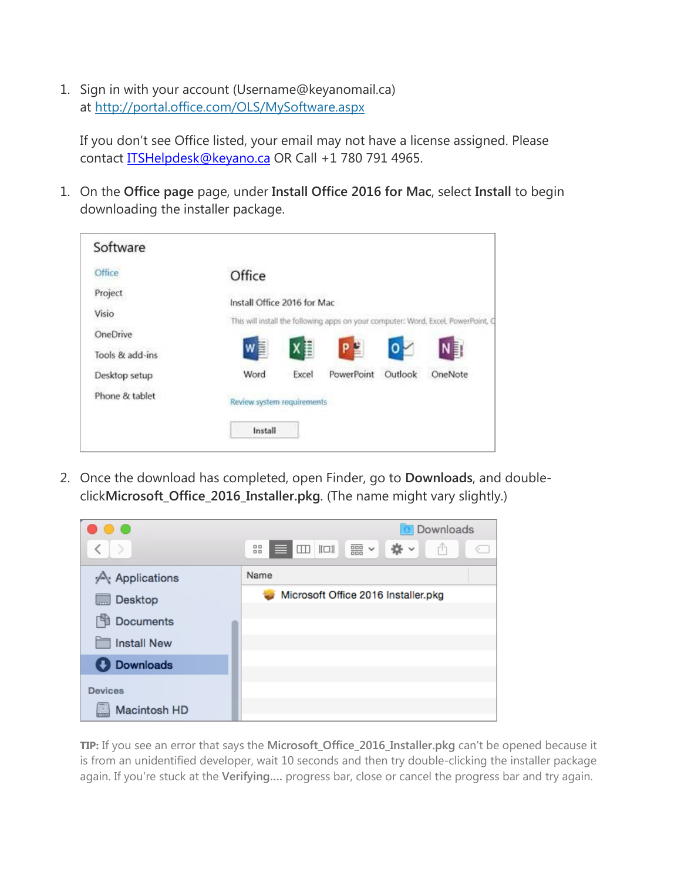1. Sign in with your account (Username@keyanomail.ca) at [http://portal.office.com/OLS/MySoftware.aspx](http://portal.office.com/OLS/MySoftware.aspx)

   If you don't see Office listed, your email may not have a license assigned. Please contact [ITSHelpdesk@keyano.ca](mailto:ITSHelpdesk@keyano.ca) OR Call +1 780 791 4965.

1. On the **Office page** page, under **Install Office 2016 for Mac**, select **Install** to begin downloading the installer package.

2. Once the download has completed, open Finder, go to **Downloads**, and double-click**Microsoft_Office_2016_Installer.pkg**. (The name might vary slightly.)

**TIP:** If you see an error that says the **Microsoft_Office_2016_Installer.pkg** can't be opened because it is from an unidentified developer, wait 10 seconds and then try double-clicking the installer package again. If you're stuck at the **Verifying....** progress bar, close or cancel the progress bar and try again.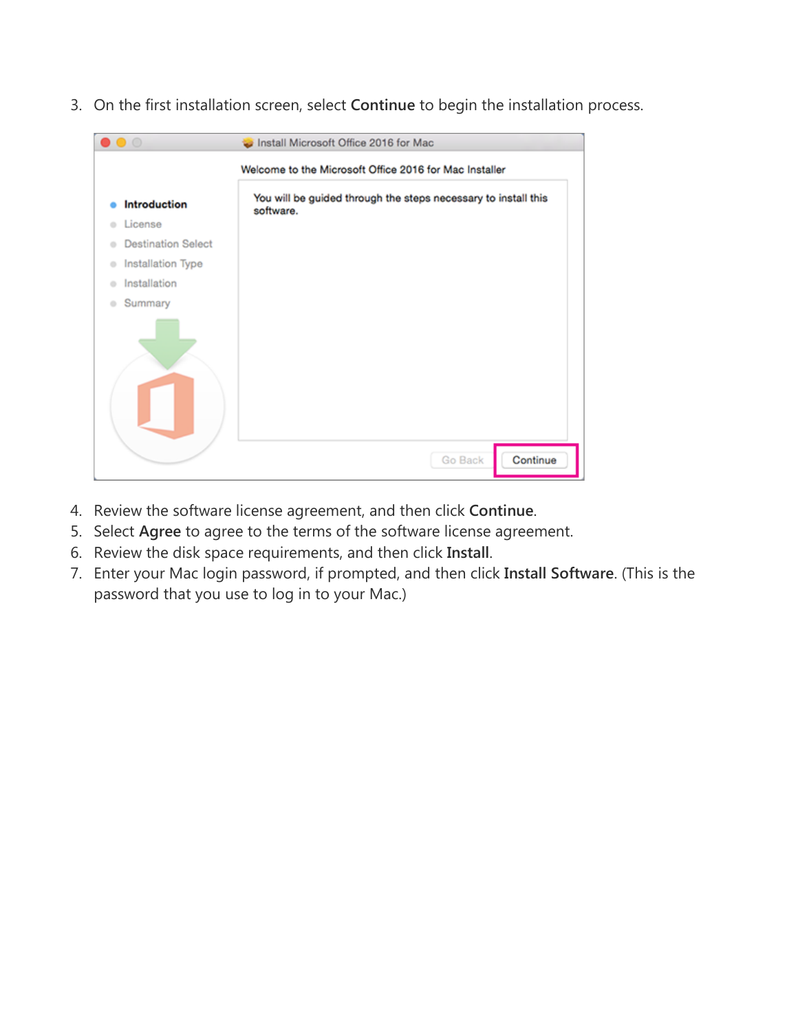3. On the first installation screen, select **Continue** to begin the installation process.

4. Review the software license agreement, and then click **Continue**.
5. Select **Agree** to agree to the terms of the software license agreement.
6. Review the disk space requirements, and then click **Install**.
7. Enter your Mac login password, if prompted, and then click **Install Software**. (This is the password that you use to log in to your Mac.)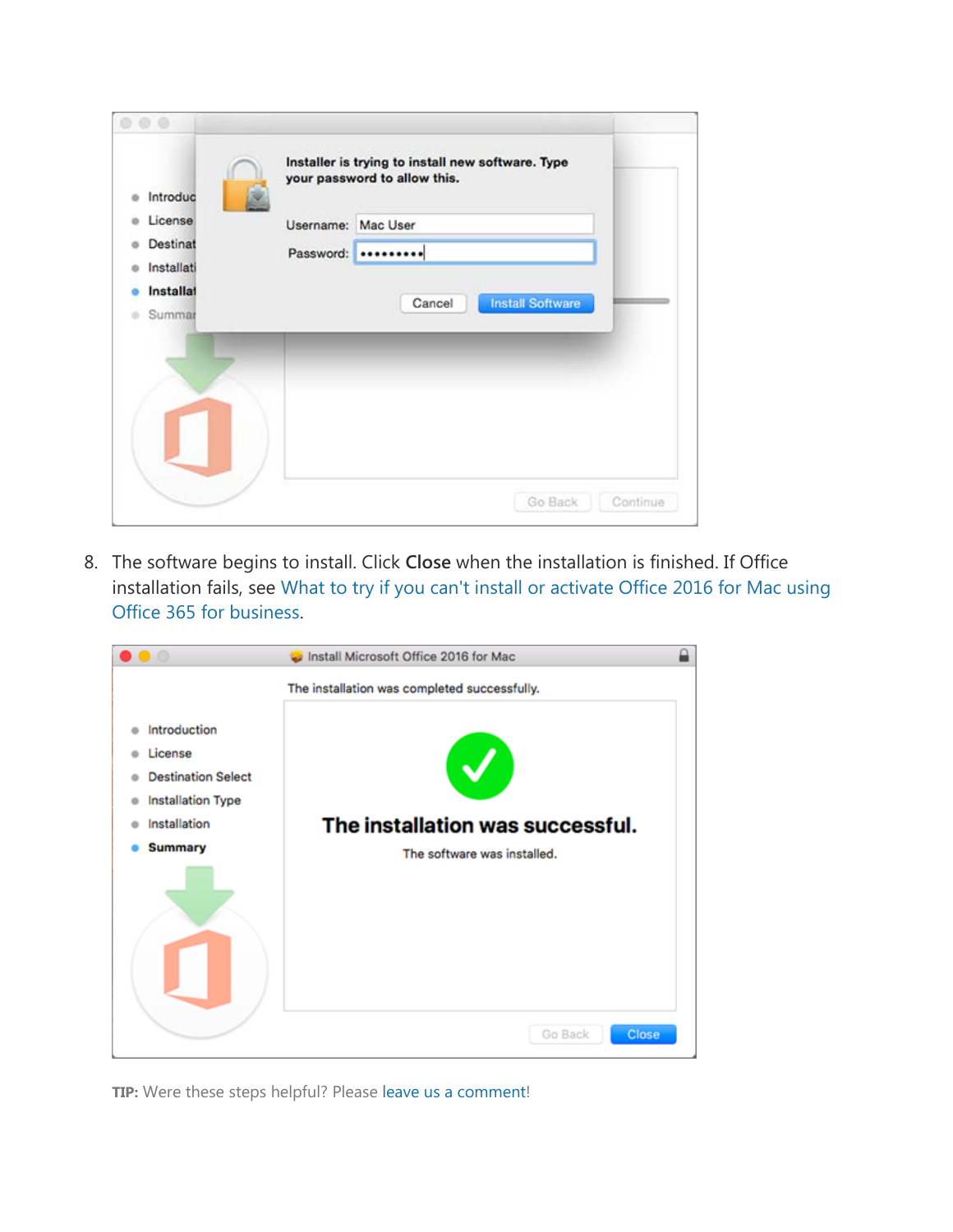8. The software begins to install. Click **Close** when the installation is finished. If Office installation fails, see What to try if you can't install or activate Office 2016 for Mac using Office 365 for business.

**TIP:** Were these steps helpful? Please leave us a comment!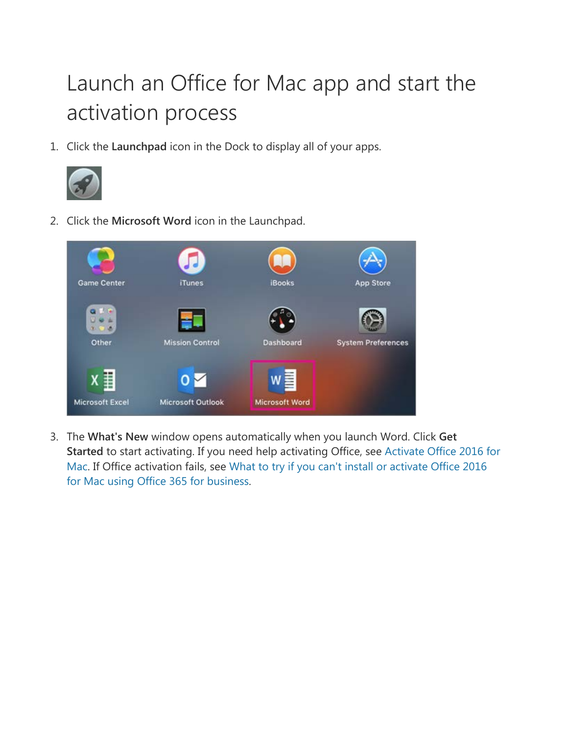# Launch an Office for Mac app and start the activation process

1. Click the **Launchpad** icon in the Dock to display all of your apps.

2. Click the **Microsoft Word** icon in the Launchpad.

3. The **What's New** window opens automatically when you launch Word. Click **Get Started** to start activating. If you need help activating Office, see Activate Office 2016 for Mac. If Office activation fails, see What to try if you can't install or activate Office 2016 for Mac using Office 365 for business.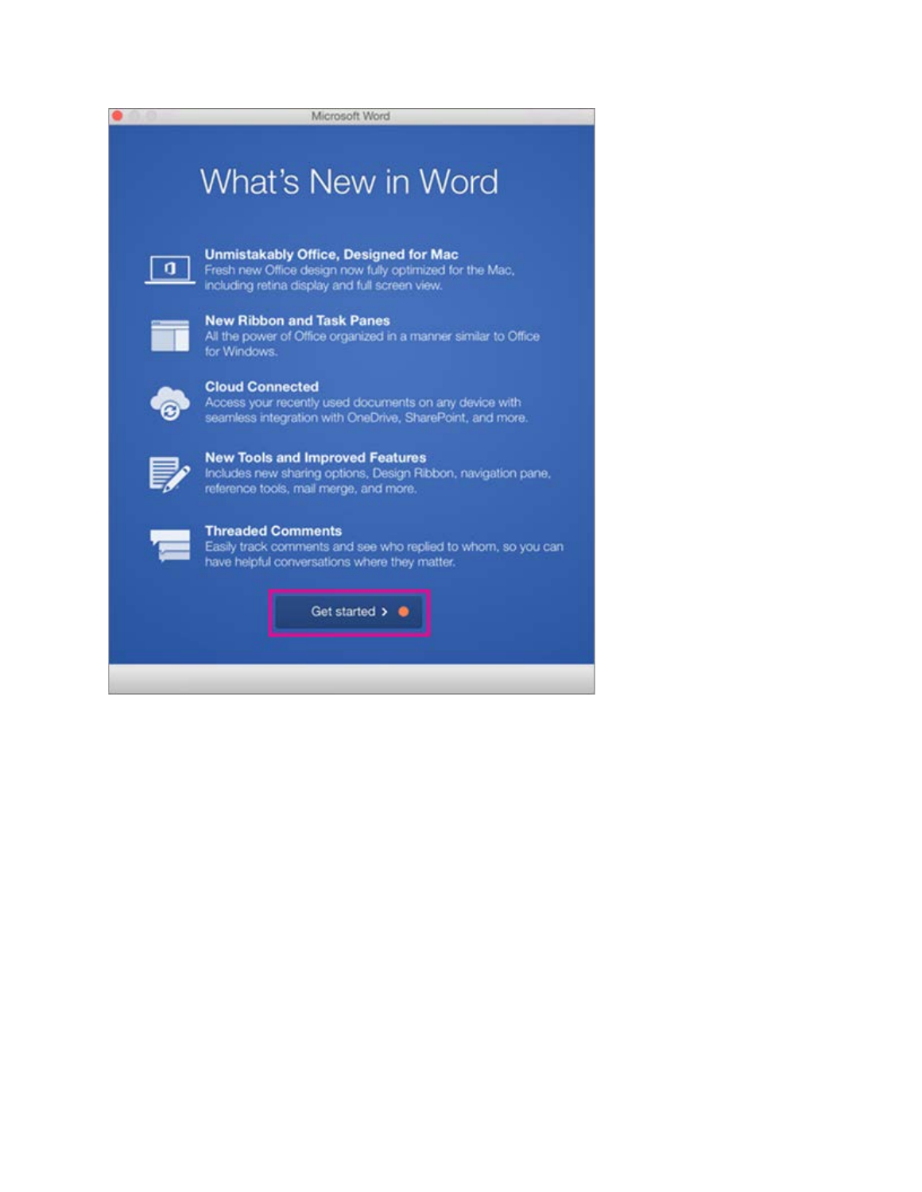Microsoft Word

# What's New in Word

**Unmistakably Office, Designed for Mac**
Fresh new Office design now fully optimized for the Mac, including retina display and full screen view.

**New Ribbon and Task Panes**
All the power of Office organized in a manner similar to Office for Windows.

**Cloud Connected**
Access your recently used documents on any device with seamless integration with OneDrive, SharePoint, and more.

**New Tools and Improved Features**
Includes new sharing options, Design Ribbon, navigation pane, reference tools, mail merge, and more.

**Threaded Comments**
Easily track comments and see who replied to whom, so you can have helpful conversations where they matter.

Get started >